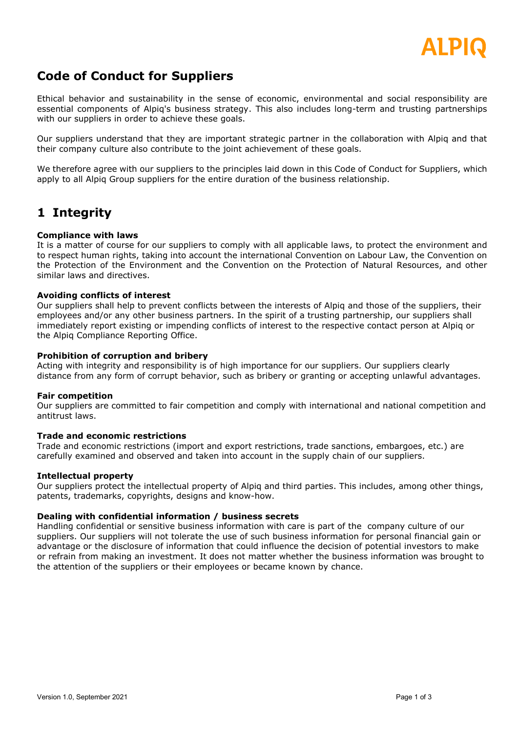# Code of Conduct for Suppliers

Ethical behavior and sustainability in the sense of economic, environmental and social responsibility are essential components of Alpiq's business strategy. This also includes long-term and trusting partnerships with our suppliers in order to achieve these goals.

Our suppliers understand that they are important strategic partner in the collaboration with Alpiq and that their company culture also contribute to the joint achievement of these goals.

We therefore agree with our suppliers to the principles laid down in this Code of Conduct for Suppliers, which apply to all Alpiq Group suppliers for the entire duration of the business relationship.

## 1 Integrity

**Compliance with laws**
It is a matter of course for our suppliers to comply with all applicable laws, to protect the environment and to respect human rights, taking into account the international Convention on Labour Law, the Convention on the Protection of the Environment and the Convention on the Protection of Natural Resources, and other similar laws and directives.

**Avoiding conflicts of interest**
Our suppliers shall help to prevent conflicts between the interests of Alpiq and those of the suppliers, their employees and/or any other business partners. In the spirit of a trusting partnership, our suppliers shall immediately report existing or impending conflicts of interest to the respective contact person at Alpiq or the Alpiq Compliance Reporting Office.

**Prohibition of corruption and bribery**
Acting with integrity and responsibility is of high importance for our suppliers. Our suppliers clearly distance from any form of corrupt behavior, such as bribery or granting or accepting unlawful advantages.

**Fair competition**
Our suppliers are committed to fair competition and comply with international and national competition and antitrust laws.

**Trade and economic restrictions**
Trade and economic restrictions (import and export restrictions, trade sanctions, embargoes, etc.) are carefully examined and observed and taken into account in the supply chain of our suppliers.

**Intellectual property**
Our suppliers protect the intellectual property of Alpiq and third parties. This includes, among other things, patents, trademarks, copyrights, designs and know-how.

**Dealing with confidential information / business secrets**
Handling confidential or sensitive business information with care is part of the company culture of our suppliers. Our suppliers will not tolerate the use of such business information for personal financial gain or advantage or the disclosure of information that could influence the decision of potential investors to make or refrain from making an investment. It does not matter whether the business information was brought to the attention of the suppliers or their employees or became known by chance.

Version 1.0, September 2021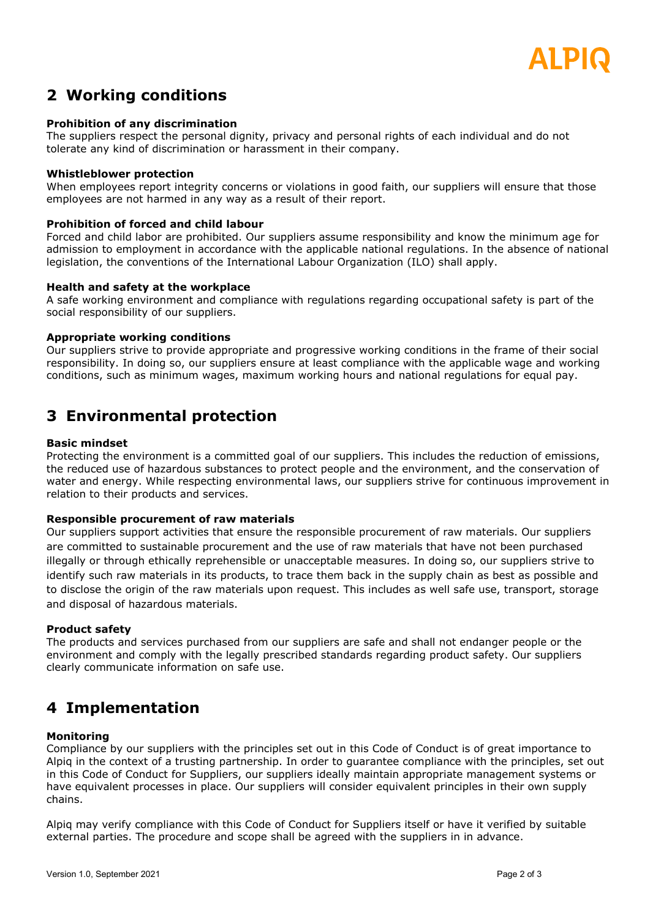## 2 Working conditions

**Prohibition of any discrimination**
The suppliers respect the personal dignity, privacy and personal rights of each individual and do not tolerate any kind of discrimination or harassment in their company.

**Whistleblower protection**
When employees report integrity concerns or violations in good faith, our suppliers will ensure that those employees are not harmed in any way as a result of their report.

**Prohibition of forced and child labour**
Forced and child labor are prohibited. Our suppliers assume responsibility and know the minimum age for admission to employment in accordance with the applicable national regulations. In the absence of national legislation, the conventions of the International Labour Organization (ILO) shall apply.

**Health and safety at the workplace**
A safe working environment and compliance with regulations regarding occupational safety is part of the social responsibility of our suppliers.

**Appropriate working conditions**
Our suppliers strive to provide appropriate and progressive working conditions in the frame of their social responsibility. In doing so, our suppliers ensure at least compliance with the applicable wage and working conditions, such as minimum wages, maximum working hours and national regulations for equal pay.

## 3 Environmental protection

**Basic mindset**
Protecting the environment is a committed goal of our suppliers. This includes the reduction of emissions, the reduced use of hazardous substances to protect people and the environment, and the conservation of water and energy. While respecting environmental laws, our suppliers strive for continuous improvement in relation to their products and services.

**Responsible procurement of raw materials**
Our suppliers support activities that ensure the responsible procurement of raw materials. Our suppliers are committed to sustainable procurement and the use of raw materials that have not been purchased illegally or through ethically reprehensible or unacceptable measures. In doing so, our suppliers strive to identify such raw materials in its products, to trace them back in the supply chain as best as possible and to disclose the origin of the raw materials upon request. This includes as well safe use, transport, storage and disposal of hazardous materials.

**Product safety**
The products and services purchased from our suppliers are safe and shall not endanger people or the environment and comply with the legally prescribed standards regarding product safety. Our suppliers clearly communicate information on safe use.

## 4 Implementation

**Monitoring**
Compliance by our suppliers with the principles set out in this Code of Conduct is of great importance to Alpiq in the context of a trusting partnership. In order to guarantee compliance with the principles, set out in this Code of Conduct for Suppliers, our suppliers ideally maintain appropriate management systems or have equivalent processes in place. Our suppliers will consider equivalent principles in their own supply chains.

Alpiq may verify compliance with this Code of Conduct for Suppliers itself or have it verified by suitable external parties. The procedure and scope shall be agreed with the suppliers in in advance.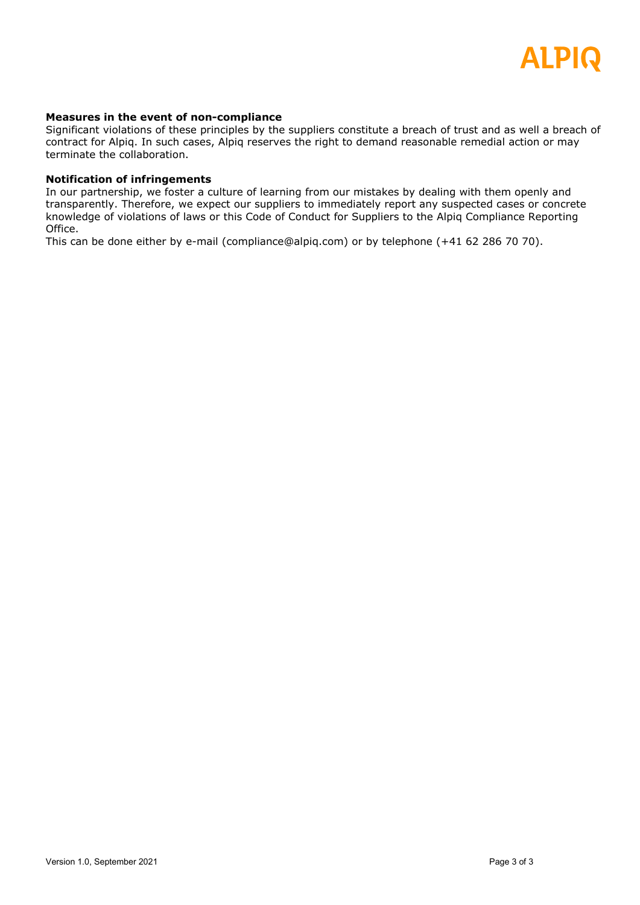**Measures in the event of non-compliance**
Significant violations of these principles by the suppliers constitute a breach of trust and as well a breach of contract for Alpiq. In such cases, Alpiq reserves the right to demand reasonable remedial action or may terminate the collaboration.

**Notification of infringements**
In our partnership, we foster a culture of learning from our mistakes by dealing with them openly and transparently. Therefore, we expect our suppliers to immediately report any suspected cases or concrete knowledge of violations of laws or this Code of Conduct for Suppliers to the Alpiq Compliance Reporting Office.
This can be done either by e-mail (compliance@alpiq.com) or by telephone (+41 62 286 70 70).

Version 1.0, September 2021